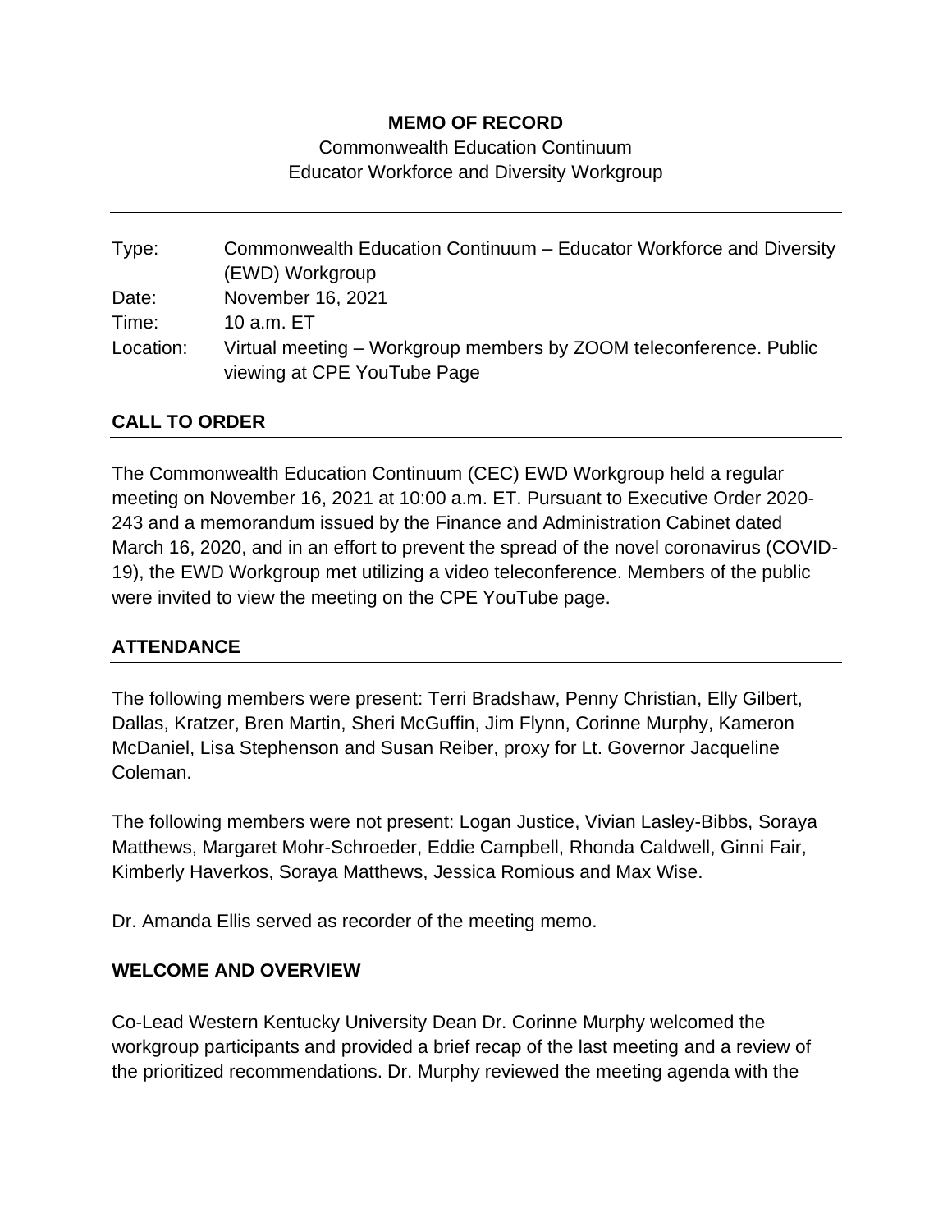**MEMO OF RECORD**

Commonwealth Education Continuum
Educator Workforce and Diversity Workgroup

---

| | |
|---|---|
| Type: | Commonwealth Education Continuum – Educator Workforce and Diversity (EWD) Workgroup |
| Date: | November 16, 2021 |
| Time: | 10 a.m. ET |
| Location: | Virtual meeting – Workgroup members by ZOOM teleconference. Public viewing at CPE YouTube Page |

## CALL TO ORDER

The Commonwealth Education Continuum (CEC) EWD Workgroup held a regular meeting on November 16, 2021 at 10:00 a.m. ET. Pursuant to Executive Order 2020-243 and a memorandum issued by the Finance and Administration Cabinet dated March 16, 2020, and in an effort to prevent the spread of the novel coronavirus (COVID-19), the EWD Workgroup met utilizing a video teleconference. Members of the public were invited to view the meeting on the CPE YouTube page.

## ATTENDANCE

The following members were present: Terri Bradshaw, Penny Christian, Elly Gilbert, Dallas, Kratzer, Bren Martin, Sheri McGuffin, Jim Flynn, Corinne Murphy, Kameron McDaniel, Lisa Stephenson and Susan Reiber, proxy for Lt. Governor Jacqueline Coleman.

The following members were not present: Logan Justice, Vivian Lasley-Bibbs, Soraya Matthews, Margaret Mohr-Schroeder, Eddie Campbell, Rhonda Caldwell, Ginni Fair, Kimberly Haverkos, Soraya Matthews, Jessica Romious and Max Wise.

Dr. Amanda Ellis served as recorder of the meeting memo.

## WELCOME AND OVERVIEW

Co-Lead Western Kentucky University Dean Dr. Corinne Murphy welcomed the workgroup participants and provided a brief recap of the last meeting and a review of the prioritized recommendations. Dr. Murphy reviewed the meeting agenda with the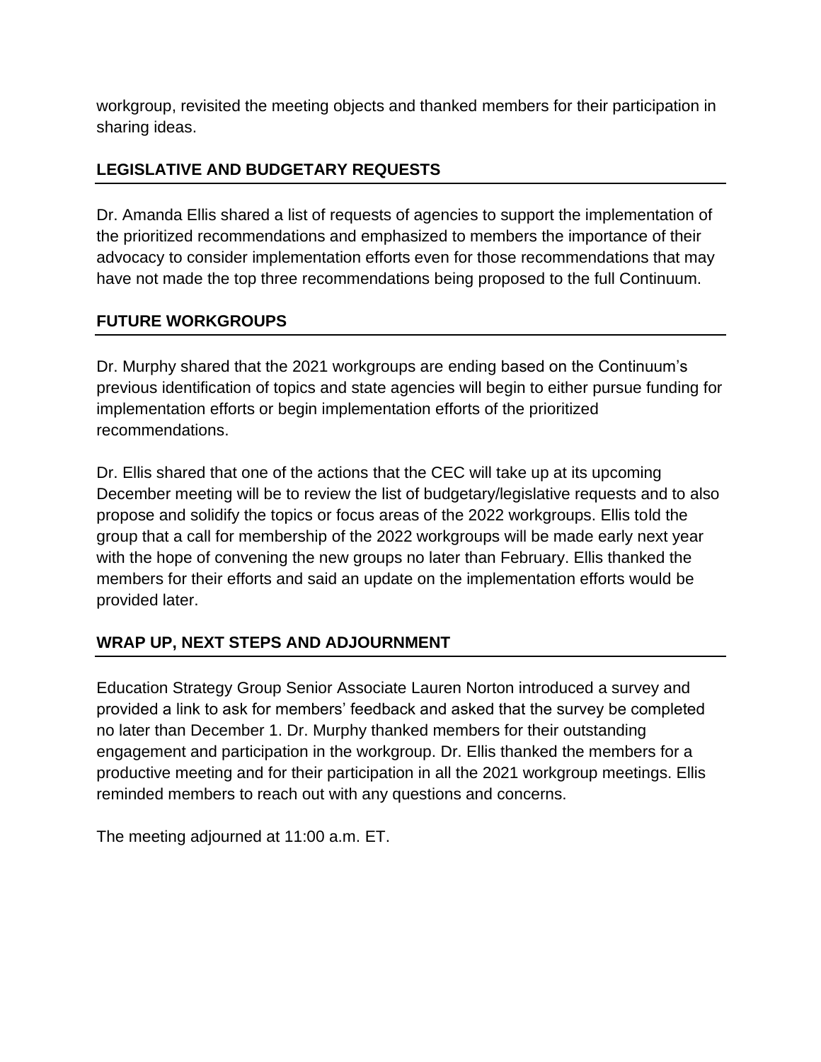workgroup, revisited the meeting objects and thanked members for their participation in sharing ideas.

## LEGISLATIVE AND BUDGETARY REQUESTS

Dr. Amanda Ellis shared a list of requests of agencies to support the implementation of the prioritized recommendations and emphasized to members the importance of their advocacy to consider implementation efforts even for those recommendations that may have not made the top three recommendations being proposed to the full Continuum.

## FUTURE WORKGROUPS

Dr. Murphy shared that the 2021 workgroups are ending based on the Continuum's previous identification of topics and state agencies will begin to either pursue funding for implementation efforts or begin implementation efforts of the prioritized recommendations.

Dr. Ellis shared that one of the actions that the CEC will take up at its upcoming December meeting will be to review the list of budgetary/legislative requests and to also propose and solidify the topics or focus areas of the 2022 workgroups. Ellis told the group that a call for membership of the 2022 workgroups will be made early next year with the hope of convening the new groups no later than February. Ellis thanked the members for their efforts and said an update on the implementation efforts would be provided later.

## WRAP UP, NEXT STEPS AND ADJOURNMENT

Education Strategy Group Senior Associate Lauren Norton introduced a survey and provided a link to ask for members' feedback and asked that the survey be completed no later than December 1. Dr. Murphy thanked members for their outstanding engagement and participation in the workgroup. Dr. Ellis thanked the members for a productive meeting and for their participation in all the 2021 workgroup meetings. Ellis reminded members to reach out with any questions and concerns.

The meeting adjourned at 11:00 a.m. ET.